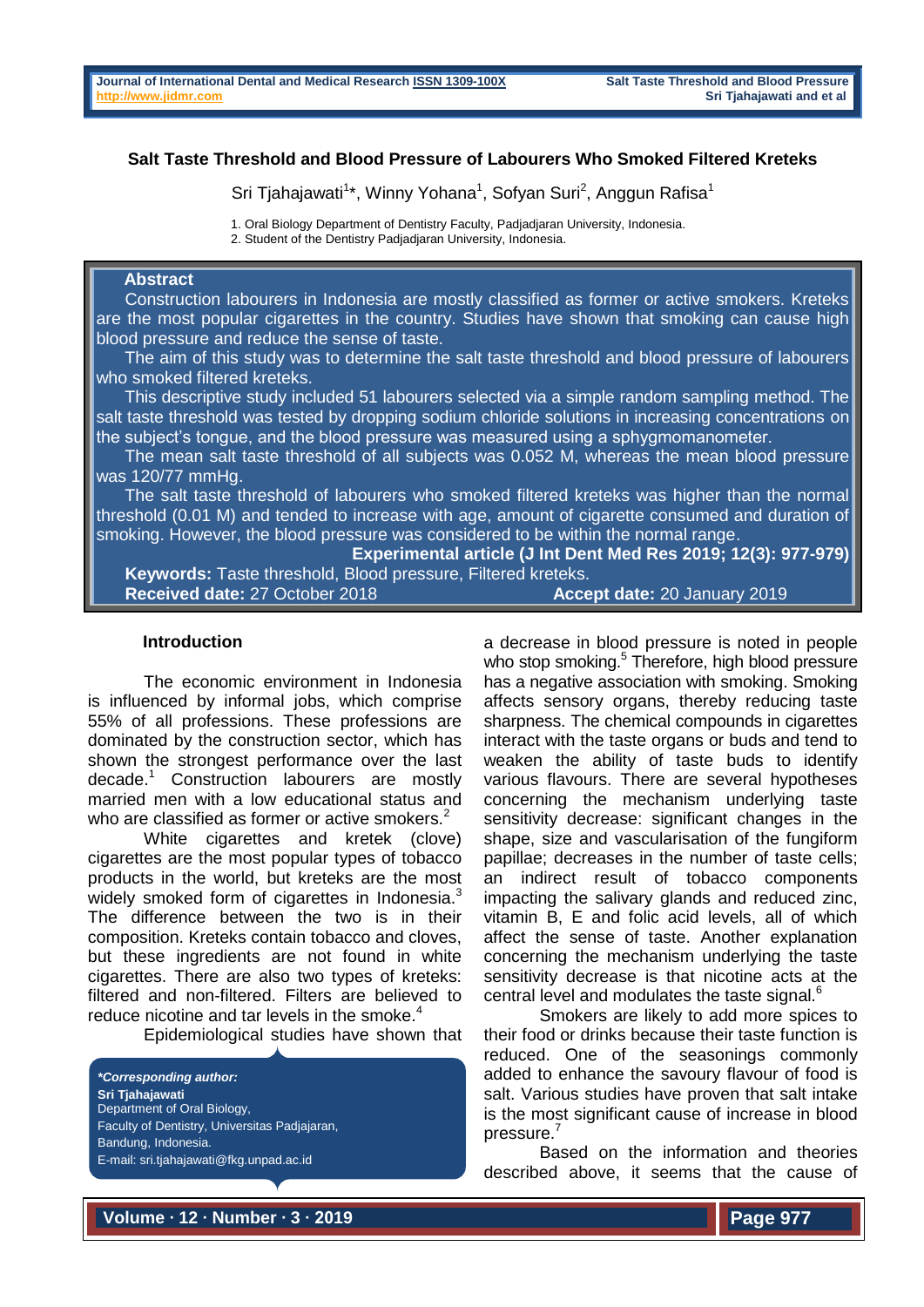# Salt Taste Threshold and Blood Pressure of Labourers Who Smoked Filtered Kreteks

Sri Tjahajawati[1]*, Winny Yohana[1], Sofyan Suri[2], Anggun Rafisa[1]

1. Oral Biology Department of Dentistry Faculty, Padjadjaran University, Indonesia.
2. Student of the Dentistry Padjadjaran University, Indonesia.

## Abstract

Construction labourers in Indonesia are mostly classified as former or active smokers. Kreteks are the most popular cigarettes in the country. Studies have shown that smoking can cause high blood pressure and reduce the sense of taste.

The aim of this study was to determine the salt taste threshold and blood pressure of labourers who smoked filtered kreteks.

This descriptive study included 51 labourers selected via a simple random sampling method. The salt taste threshold was tested by dropping sodium chloride solutions in increasing concentrations on the subject's tongue, and the blood pressure was measured using a sphygmomanometer.

The mean salt taste threshold of all subjects was 0.052 M, whereas the mean blood pressure was 120/77 mmHg.

The salt taste threshold of labourers who smoked filtered kreteks was higher than the normal threshold (0.01 M) and tended to increase with age, amount of cigarette consumed and duration of smoking. However, the blood pressure was considered to be within the normal range.

**Experimental article (J Int Dent Med Res 2019; 12(3): 977-979)**

**Keywords:** Taste threshold, Blood pressure, Filtered kreteks.

**Received date:** 27 October 2018 **Accept date:** 20 January 2019

## Introduction

The economic environment in Indonesia is influenced by informal jobs, which comprise 55% of all professions. These professions are dominated by the construction sector, which has shown the strongest performance over the last decade.[1] Construction labourers are mostly married men with a low educational status and who are classified as former or active smokers.[2]

White cigarettes and kretek (clove) cigarettes are the most popular types of tobacco products in the world, but kreteks are the most widely smoked form of cigarettes in Indonesia.[3] The difference between the two is in their composition. Kreteks contain tobacco and cloves, but these ingredients are not found in white cigarettes. There are also two types of kreteks: filtered and non-filtered. Filters are believed to reduce nicotine and tar levels in the smoke.[4]

Epidemiological studies have shown that a decrease in blood pressure is noted in people who stop smoking.[5] Therefore, high blood pressure has a negative association with smoking. Smoking affects sensory organs, thereby reducing taste sharpness. The chemical compounds in cigarettes interact with the taste organs or buds and tend to weaken the ability of taste buds to identify various flavours. There are several hypotheses concerning the mechanism underlying taste sensitivity decrease: significant changes in the shape, size and vascularisation of the fungiform papillae; decreases in the number of taste cells; an indirect result of tobacco components impacting the salivary glands and reduced zinc, vitamin B, E and folic acid levels, all of which affect the sense of taste. Another explanation concerning the mechanism underlying the taste sensitivity decrease is that nicotine acts at the central level and modulates the taste signal.[6]

Smokers are likely to add more spices to their food or drinks because their taste function is reduced. One of the seasonings commonly added to enhance the savoury flavour of food is salt. Various studies have proven that salt intake is the most significant cause of increase in blood pressure.[7]

Based on the information and theories described above, it seems that the cause of

***Corresponding author:***
**Sri Tjahajawati**
Department of Oral Biology,
Faculty of Dentistry, Universitas Padjajaran,
Bandung, Indonesia.
E-mail: sri.tjahajawati@fkg.unpad.ac.id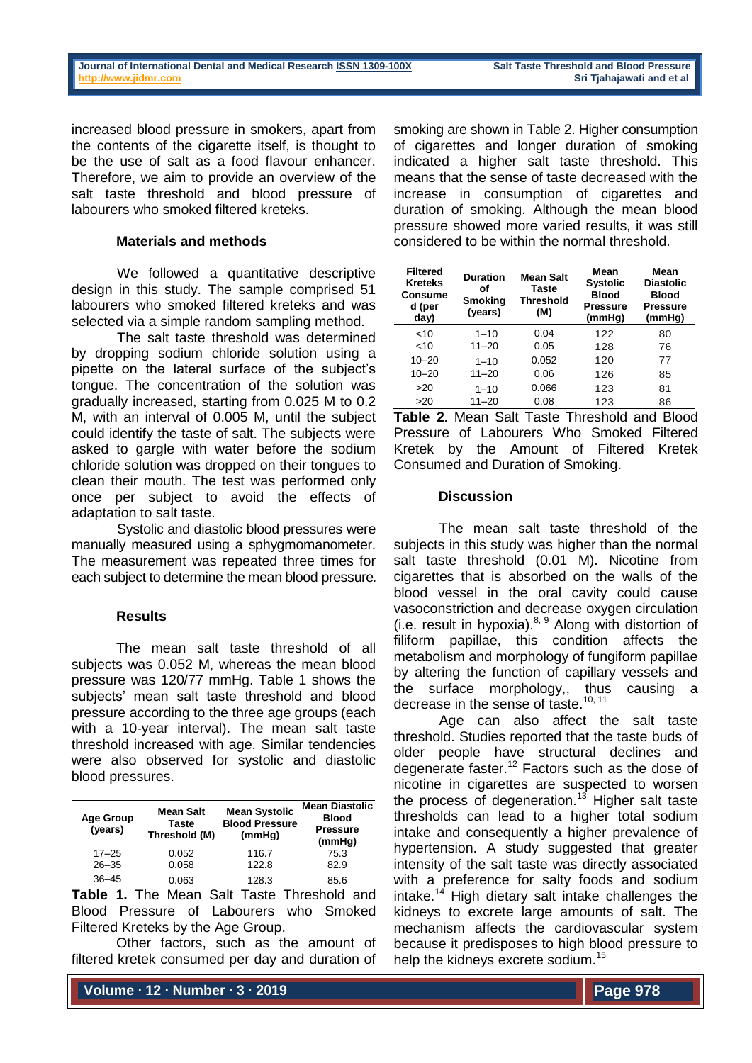increased blood pressure in smokers, apart from the contents of the cigarette itself, is thought to be the use of salt as a food flavour enhancer. Therefore, we aim to provide an overview of the salt taste threshold and blood pressure of labourers who smoked filtered kreteks.

## Materials and methods

We followed a quantitative descriptive design in this study. The sample comprised 51 labourers who smoked filtered kreteks and was selected via a simple random sampling method.

The salt taste threshold was determined by dropping sodium chloride solution using a pipette on the lateral surface of the subject's tongue. The concentration of the solution was gradually increased, starting from 0.025 M to 0.2 M, with an interval of 0.005 M, until the subject could identify the taste of salt. The subjects were asked to gargle with water before the sodium chloride solution was dropped on their tongues to clean their mouth. The test was performed only once per subject to avoid the effects of adaptation to salt taste.

Systolic and diastolic blood pressures were manually measured using a sphygmomanometer. The measurement was repeated three times for each subject to determine the mean blood pressure.

## Results

The mean salt taste threshold of all subjects was 0.052 M, whereas the mean blood pressure was 120/77 mmHg. Table 1 shows the subjects' mean salt taste threshold and blood pressure according to the three age groups (each with a 10-year interval). The mean salt taste threshold increased with age. Similar tendencies were also observed for systolic and diastolic blood pressures.

| Age Group (years) | Mean Salt Taste Threshold (M) | Mean Systolic Blood Pressure (mmHg) | Mean Diastolic Blood Pressure (mmHg) |
|---|---|---|---|
| 17–25 | 0.052 | 116.7 | 75.3 |
| 26–35 | 0.058 | 122.8 | 82.9 |
| 36–45 | 0.063 | 128.3 | 85.6 |

**Table 1.** The Mean Salt Taste Threshold and Blood Pressure of Labourers who Smoked Filtered Kreteks by the Age Group.

Other factors, such as the amount of filtered kretek consumed per day and duration of smoking are shown in Table 2. Higher consumption of cigarettes and longer duration of smoking indicated a higher salt taste threshold. This means that the sense of taste decreased with the increase in consumption of cigarettes and duration of smoking. Although the mean blood pressure showed more varied results, it was still considered to be within the normal threshold.

| Filtered Kreteks Consumed (per day) | Duration of Smoking (years) | Mean Salt Taste Threshold (M) | Mean Systolic Blood Pressure (mmHg) | Mean Diastolic Blood Pressure (mmHg) |
|---|---|---|---|---|
| <10 | 1–10 | 0.04 | 122 | 80 |
| <10 | 11–20 | 0.05 | 128 | 76 |
| 10–20 | 1–10 | 0.052 | 120 | 77 |
| 10–20 | 11–20 | 0.06 | 126 | 85 |
| >20 | 1–10 | 0.066 | 123 | 81 |
| >20 | 11–20 | 0.08 | 123 | 86 |

**Table 2.** Mean Salt Taste Threshold and Blood Pressure of Labourers Who Smoked Filtered Kretek by the Amount of Filtered Kretek Consumed and Duration of Smoking.

## Discussion

The mean salt taste threshold of the subjects in this study was higher than the normal salt taste threshold (0.01 M). Nicotine from cigarettes that is absorbed on the walls of the blood vessel in the oral cavity could cause vasoconstriction and decrease oxygen circulation (i.e. result in hypoxia).[8, 9] Along with distortion of filiform papillae, this condition affects the metabolism and morphology of fungiform papillae by altering the function of capillary vessels and the surface morphology,, thus causing a decrease in the sense of taste.[10, 11]

Age can also affect the salt taste threshold. Studies reported that the taste buds of older people have structural declines and degenerate faster.[12] Factors such as the dose of nicotine in cigarettes are suspected to worsen the process of degeneration.[13] Higher salt taste thresholds can lead to a higher total sodium intake and consequently a higher prevalence of hypertension. A study suggested that greater intensity of the salt taste was directly associated with a preference for salty foods and sodium intake.[14] High dietary salt intake challenges the kidneys to excrete large amounts of salt. The mechanism affects the cardiovascular system because it predisposes to high blood pressure to help the kidneys excrete sodium.[15]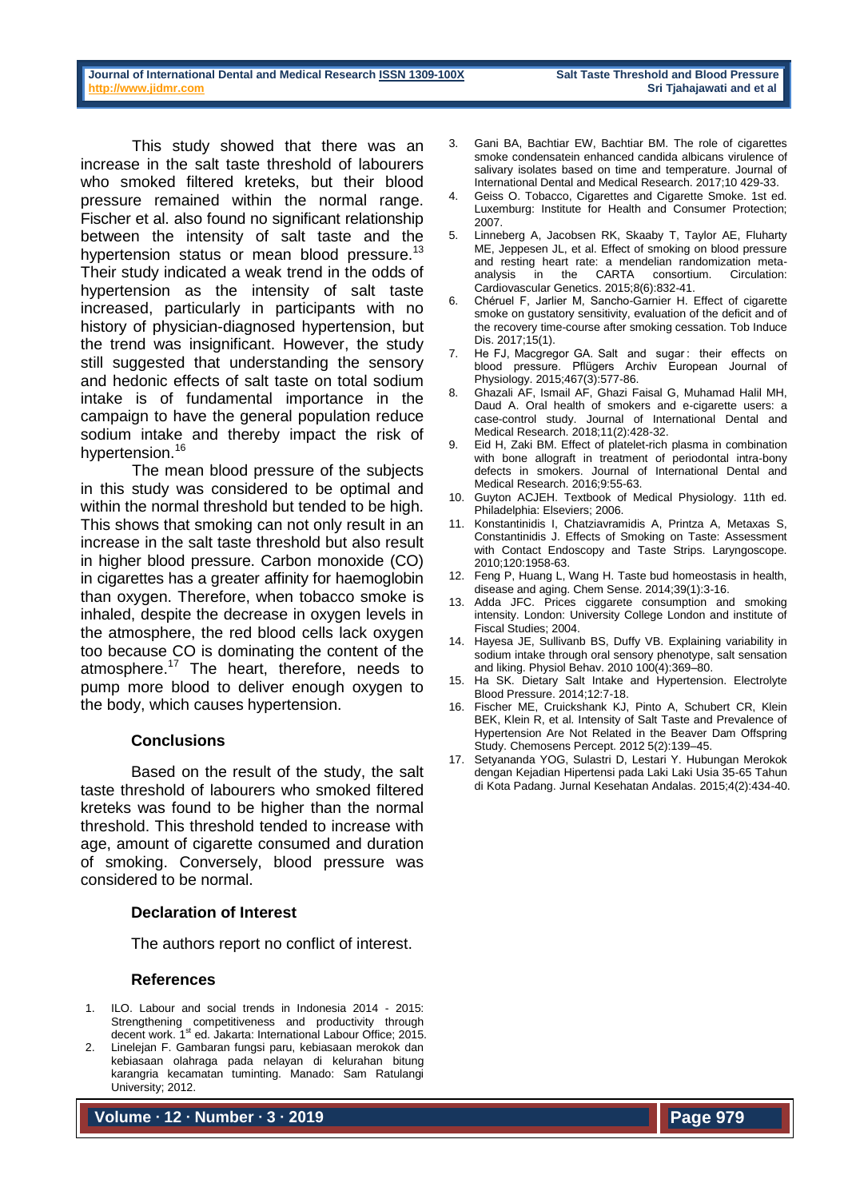This study showed that there was an increase in the salt taste threshold of labourers who smoked filtered kreteks, but their blood pressure remained within the normal range. Fischer et al. also found no significant relationship between the intensity of salt taste and the hypertension status or mean blood pressure.[13] Their study indicated a weak trend in the odds of hypertension as the intensity of salt taste increased, particularly in participants with no history of physician-diagnosed hypertension, but the trend was insignificant. However, the study still suggested that understanding the sensory and hedonic effects of salt taste on total sodium intake is of fundamental importance in the campaign to have the general population reduce sodium intake and thereby impact the risk of hypertension.[16]

The mean blood pressure of the subjects in this study was considered to be optimal and within the normal threshold but tended to be high. This shows that smoking can not only result in an increase in the salt taste threshold but also result in higher blood pressure. Carbon monoxide (CO) in cigarettes has a greater affinity for haemoglobin than oxygen. Therefore, when tobacco smoke is inhaled, despite the decrease in oxygen levels in the atmosphere, the red blood cells lack oxygen too because CO is dominating the content of the atmosphere.[17] The heart, therefore, needs to pump more blood to deliver enough oxygen to the body, which causes hypertension.

## Conclusions

Based on the result of the study, the salt taste threshold of labourers who smoked filtered kreteks was found to be higher than the normal threshold. This threshold tended to increase with age, amount of cigarette consumed and duration of smoking. Conversely, blood pressure was considered to be normal.

## Declaration of Interest

The authors report no conflict of interest.

## References

1. ILO. Labour and social trends in Indonesia 2014 - 2015: Strengthening competitiveness and productivity through decent work. 1st ed. Jakarta: International Labour Office; 2015.
2. Linelejan F. Gambaran fungsi paru, kebiasaan merokok dan kebiasaan olahraga pada nelayan di kelurahan bitung karangria kecamatan tuminting. Manado: Sam Ratulangi University; 2012.
3. Gani BA, Bachtiar EW, Bachtiar BM. The role of cigarettes smoke condensatein enhanced candida albicans virulence of salivary isolates based on time and temperature. Journal of International Dental and Medical Research. 2017;10 429-33.
4. Geiss O. Tobacco, Cigarettes and Cigarette Smoke. 1st ed. Luxemburg: Institute for Health and Consumer Protection; 2007.
5. Linneberg A, Jacobsen RK, Skaaby T, Taylor AE, Fluharty ME, Jeppesen JL, et al. Effect of smoking on blood pressure and resting heart rate: a mendelian randomization meta-analysis in the CARTA consortium. Circulation: Cardiovascular Genetics. 2015;8(6):832-41.
6. Chéruel F, Jarlier M, Sancho-Garnier H. Effect of cigarette smoke on gustatory sensitivity, evaluation of the deficit and of the recovery time-course after smoking cessation. Tob Induce Dis. 2017;15(1).
7. He FJ, Macgregor GA. Salt and sugar: their effects on blood pressure. Pflügers Archiv European Journal of Physiology. 2015;467(3):577-86.
8. Ghazali AF, Ismail AF, Ghazi Faisal G, Muhamad Halil MH, Daud A. Oral health of smokers and e-cigarette users: a case-control study. Journal of International Dental and Medical Research. 2018;11(2):428-32.
9. Eid H, Zaki BM. Effect of platelet-rich plasma in combination with bone allograft in treatment of periodontal intra-bony defects in smokers. Journal of International Dental and Medical Research. 2016;9:55-63.
10. Guyton ACJEH. Textbook of Medical Physiology. 11th ed. Philadelphia: Elseviers; 2006.
11. Konstantinidis I, Chatziavramidis A, Printza A, Metaxas S, Constantinidis J. Effects of Smoking on Taste: Assessment with Contact Endoscopy and Taste Strips. Laryngoscope. 2010;120:1958-63.
12. Feng P, Huang L, Wang H. Taste bud homeostasis in health, disease and aging. Chem Sense. 2014;39(1):3-16.
13. Adda JFC. Prices ciggarete consumption and smoking intensity. London: University College London and institute of Fiscal Studies; 2004.
14. Hayesa JE, Sullivanb BS, Duffy VB. Explaining variability in sodium intake through oral sensory phenotype, salt sensation and liking. Physiol Behav. 2010 100(4):369–80.
15. Ha SK. Dietary Salt Intake and Hypertension. Electrolyte Blood Pressure. 2014;12:7-18.
16. Fischer ME, Cruickshank KJ, Pinto A, Schubert CR, Klein BEK, Klein R, et al. Intensity of Salt Taste and Prevalence of Hypertension Are Not Related in the Beaver Dam Offspring Study. Chemosens Percept. 2012 5(2):139–45.
17. Setyananda YOG, Sulastri D, Lestari Y. Hubungan Merokok dengan Kejadian Hipertensi pada Laki Laki Usia 35-65 Tahun di Kota Padang. Jurnal Kesehatan Andalas. 2015;4(2):434-40.